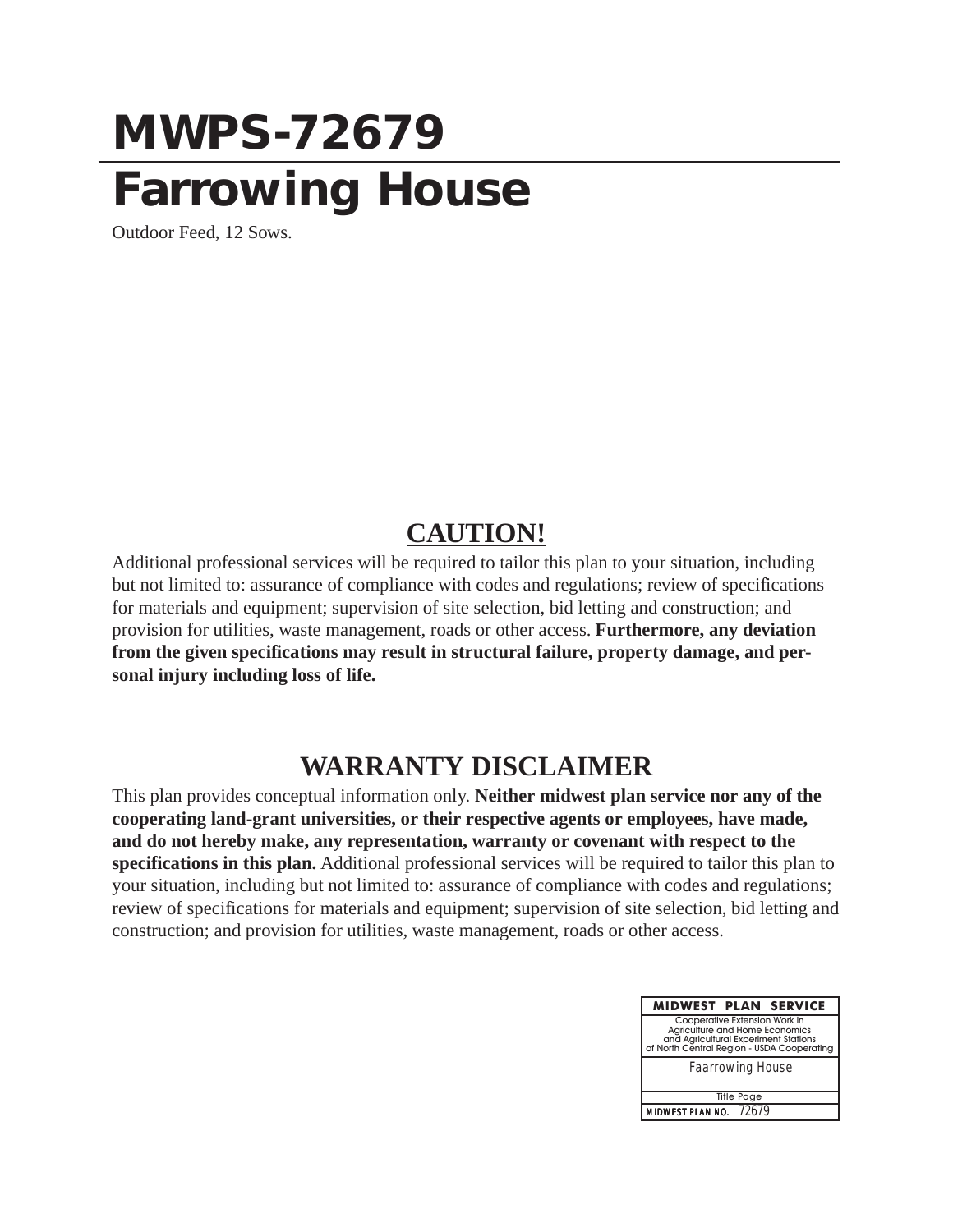# MWPS-72679

# Farrowing House

Outdoor Feed, 12 Sows.

## CAUTION!

Additional professional services will be required to tailor this plan to your situation, including but not limited to: assurance of compliance with codes and regulations; review of specifications for materials and equipment; supervision of site selection, bid letting and construction; and provision for utilities, waste management, roads or other access. **Furthermore, any deviation from the given specifications may result in structural failure, property damage, and personal injury including loss of life.**

## WARRANTY DISCLAIMER

This plan provides conceptual information only. **Neither midwest plan service nor any of the cooperating land-grant universities, or their respective agents or employees, have made, and do not hereby make, any representation, warranty or covenant with respect to the specifications in this plan.** Additional professional services will be required to tailor this plan to your situation, including but not limited to: assurance of compliance with codes and regulations; review of specifications for materials and equipment; supervision of site selection, bid letting and construction; and provision for utilities, waste management, roads or other access.

| MIDWEST PLAN SERVICE |
| --- |
| Cooperative Extension Work in Agriculture and Home Economics and Agricultural Experiment Stations of North Central Region - USDA Cooperating |
| Faarrowing House |
| Title Page |
| MIDWEST PLAN NO. 72679 |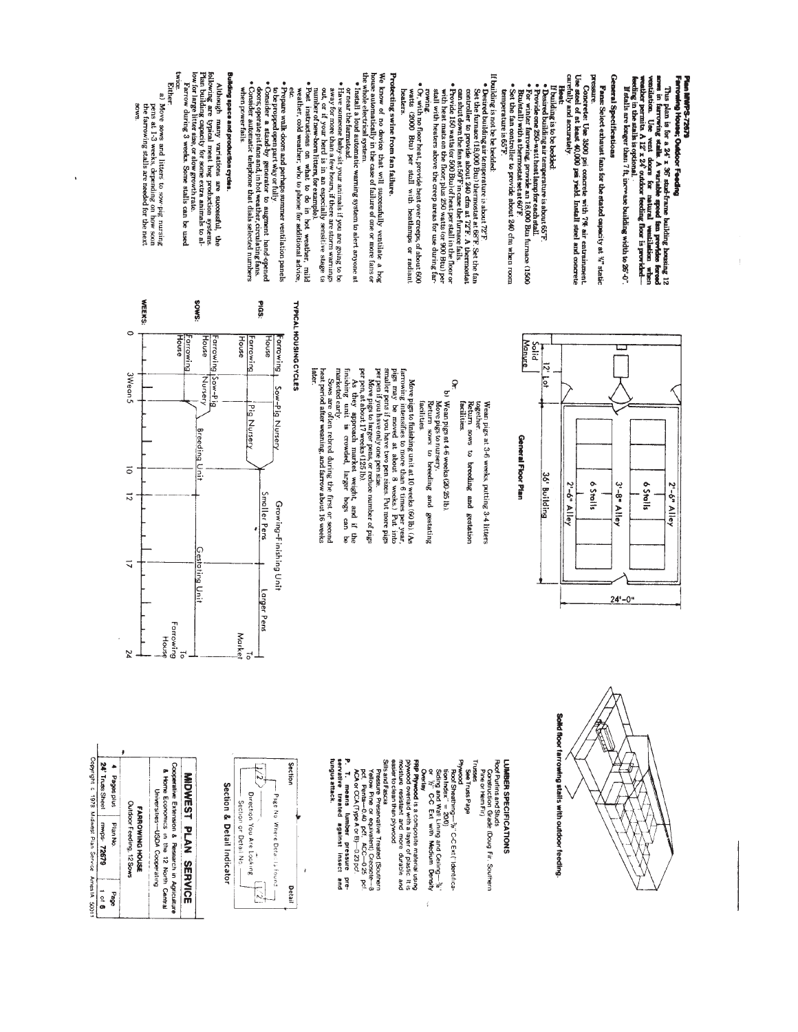# Plan MWPS-72679

## Farrowing House; Outdoor Feeding

This plan is for a 24' x 36' stud-frame building housing 12 sows in farrowing stalls. A variable speed fan provides forced ventilation. Use vent doors for natural ventilation when weather permits. A 12' x 24' outdoor feeding floor is provided—feeding in the stalls is optional.

If stalls are longer than 7 ft, increase building width to 26'-0".

## General Specifications

**Fans:** Select exhaust fans for the stated capacity at 1/8" static pressure.

**Concrete:** Use 3500 psi concrete with 7% air entrainment. Use steel of at least 40,000 psi yield. Install steel and concrete carefully and accurately.

**Heat:**

If building is to be bedded:
- Desired building air temperature is about 65°F.
- Provide one 250-watt heat lamp for each stall.
- For winter farrowing, provide an 18,000 Btu furnace (1500 Btu/stall) with a thermostat set at 60°F.
- Set the fan controller to provide about 240 cfm when room temperature is 65°F.

If building is not to be bedded:
- Desired building air temperature is about 72°F. Set the furnace (18,000 Btu) thermostat at 66°F. Set the fan controller to provide about 240 cfm at 72°F. A thermostat can shut down the fan at 50°F in case the furnace fails.
- Provide 150 watts (or 500 Btu) of heat per stall in the floor or with heat lamps under the floor, plus 250 watts (or 900 Btu) per stall with heaters above the creep areas for use during farrowing.
- Or, with no floor heat, provide heat over creeps, of about 600 watts (2000 Btu) per stall with heatlamps or radiant heaters.

## Protecting swine from fan failure.

We know of no device that will successfully ventilate a hog house automatically in the case of failure of one or more fans or the whole electrical system.
- Install a loud automatic warning system to alert anyone at or near the farmstead.
- Have someone baby-sit your animals if you are going to be away for more than a few hours, if there are storm warnings out, or if your herd is in an especially sensitive stage (a number of new-born litters, for example).
- Post instructions on what to do in hot weather, mild weather, cold weather, who to phone for additional advice, etc.
- Prepare walk-doors and perhaps summer ventilation panels to be propped open part way or fully.
- Consider a stand-by generator to augment hand-opened doors, operate pit fans and, in hot weather, circulating fans.
- Consider automatic telephone that dials selected numbers when power fails.

## Building space and production cycles.

Although many variations are successful, the following are typical meat hog production systems. Plan building capacity for some extra animals to allow for large litter size, or slow growth rate.

Farrow during 3 weeks. Some stalls can be used twice.

Either:

a) Move sows and litters to sow-pig nursing pens at 1-3 weeks, depending on how soon the farrowing stalls are needed for the next sows.

Wean pigs at 3-6 weeks, putting 3-4 litters together.

Return sows to breeding and gestation facilities.

Or:

b) Wean pigs at 4-6 weeks (20-25 lb).

Move pigs to nursery.

Return sows to breeding and gestating facilities.

Move pigs to finishing unit at 10 weeks (60 lb). (As farrowing intensifies to more than 6 times per year, pigs may be moved at about 8 weeks.) Put into smaller pens if you have two pen sizes. Put more pigs per pen if you have only one pen size.

Move pigs to larger pens, or reduce number of pigs per pen, at about 17 weeks (125 lb).

As they approach market weight, and if the finishing unit is crowded, larger hogs can be marketed early.

Sows are often rebred during the first or second heat period after weaning, and farrow about 16 weeks later.

## General Floor Plan

Solid Manure; 12' Lot; 36' Building; 24'-0"; 2'-6" Alley; 6 Stalls; 3'-8" Alley; 6 Stalls; 2'-6" Alley

## TYPICAL HOUSING CYCLES

**PIGS:**
- Farrowing House → Sow-Pig Nursery → Growing-Finishing Unit (Smaller Pens → Larger Pens) → To Market
- Farrowing House → Pig Nursery

**SOWS:**
- Farrowing House → Sow-Pig Nursery → Breeding Unit → Gestating Unit → To Farrowing House
- Farrowing House → Breeding Unit

**WEEKS:** 0, 3 Wean 5, 10, 12, 17, 24

Solid floor farrowing stalls with outdoor feeding.

## LUMBER SPECIFICATIONS

Roof Purlins and Studs
  Construction Grade (Doug Fir, Southern Pine or Hem-Fir)

Trusses
  See Truss Page

Plywood
  Roof Sheathing—3/8" C-C Ext (Identification Index = 20/0)
  Siding and Wall Lining and Ceiling—3/8" or 1/2" C-C Ext with Medium Density Overlay

**FRP Plywood** is a composite material using plywood overlaid with a layer of plastic. It is moisture resistant and more durable and easier to clean than plywood.

Sills and Fascia
  Pressure Preservative Treated (Southern Yellow Pine or equivalent) Creosote—8 pcf, Penta—0.40 pcf, ACC—0.25 pcf ACA or CCA (Type A or B)—0.23 pcf

**P. T.** means lumber pressure preservative treated against insect and fungus attack.

## Section & Detail Indicator

Section — Page No. Where Detail Is Found — Detail

Direction You Are Looking

Section or Detail No.

## MIDWEST PLAN SERVICE

Cooperative Extension & Research in Agriculture & Home Economics in the 12 North Central Universities—USDA Cooperating

**FARROWING HOUSE**
Outdoor Feeding, 12 Sows

| 4 Pages plus | Plan No. | Page |
|---|---|---|
| 24" Truss Sheet | mwps- 72679 | 1 of 6 |

Copyright © 1979 Midwest Plan Service Ames IA 50011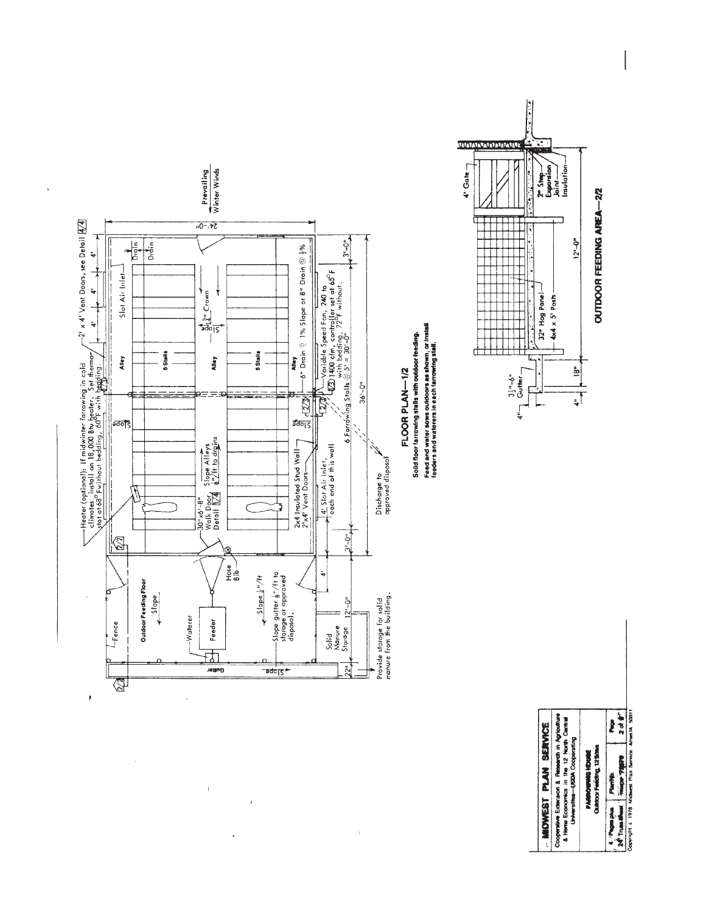## FLOOR PLAN—1/2

**Solid floor farrowing stalls with outdoor feeding.**

**Feed and water sows outdoors as shown, or install feeders and waterers in each farrowing stall.**

Heater (optional): If midwinter farrowing in cold climates, install an 18,000 Btu heater. Set thermostat at 68°F without bedding, 60°F with bedding.

2' x 4' Vent Doors, see Detail 4/4

Slot Air Inlet

Drain

Prevailing Winter Winds

24'-0"

Alley

6 Stalls

Alley

6 Stalls

Alley

$\frac{3}{4}$" Crown

Slope

6" Drain @ 1% Slope or 8" Drain @ $\frac{1}{2}$%

Variable Speed Fan, 240 to 1400 cfm, controller set at 65°F with bedding, 72°F without.

6 Farrowing Stalls @ 5' = 30'-0"

36'-0"

3'-0"

30"x6'-8" Walk Door Detail 1/4

Slope Alleys $\frac{1}{8}$"/ft to drains

2x4 Insulated Stud Wall—2'x4' Vent Doors

4' Slot Air Inlet, each end of this wall

Discharge to approved disposal

Hose Bib

Fence

Outdoor Feeding Floor

Slope

Waterer

Feeder

Slope $\frac{1}{2}$"/ft

Slope gutter $\frac{1}{8}$"/ft to storage or approved disposal.

Gutter

Slope

Solid Manure Storage

12'-0"

22"

Provide storage for solid manure from the building.

## OUTDOOR FEEDING AREA—2/2

4' Gate

2" Step

Expansion Joint

Insulation

32" Hog Panel

4x4 x 5' Posts

3½"-6" Gutter

4"

18"

12'-0"

---

**MIDWEST PLAN SERVICE**

Cooperative Extension & Research in Agriculture & Home Economics in the 12 North Central Universities—USDA Cooperating

FARROWING HOUSE
Outdoor Feeding, 12 Sows

4 Pages plus 24" Truss Sheet | Plan No. | Page 2 of 4

Copyright © 1978 Midwest Plan Service Ames IA 50011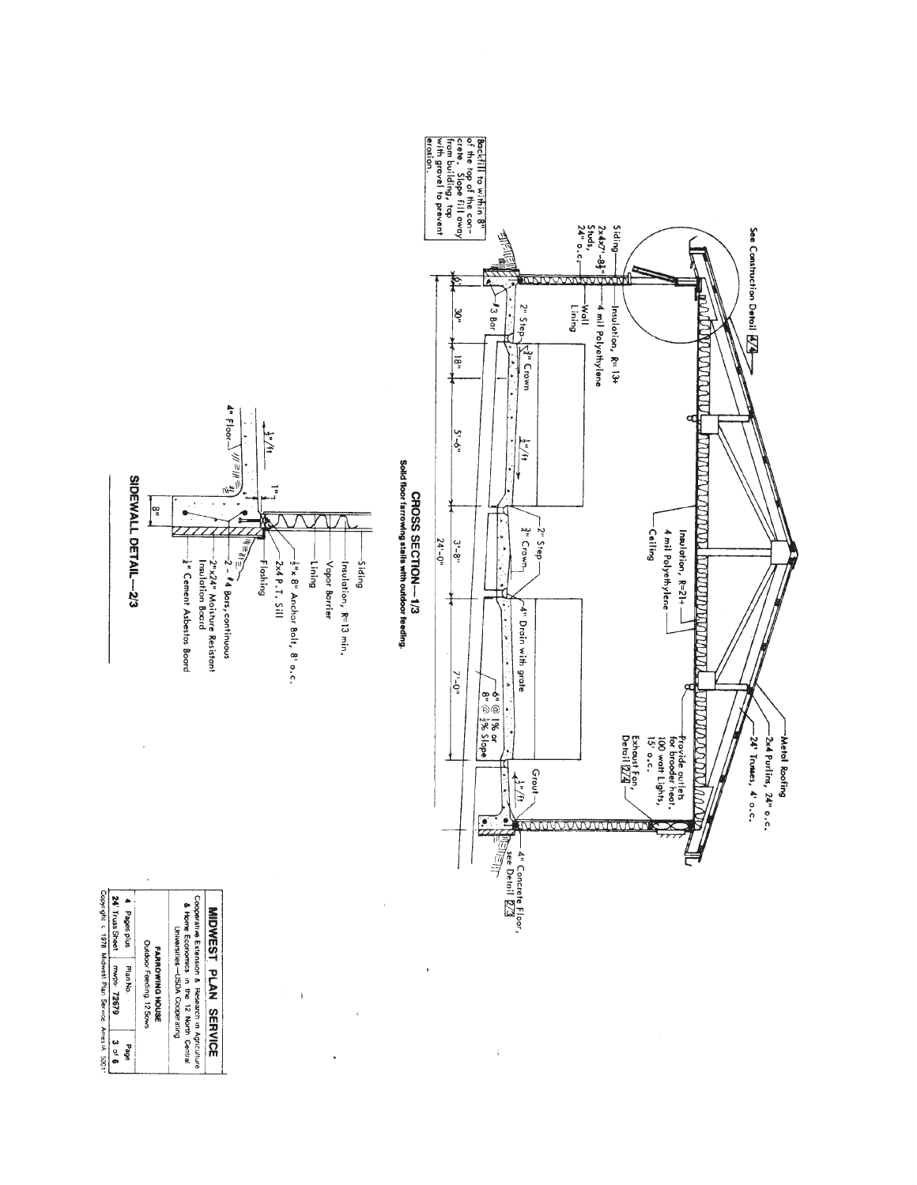See Construction Detail 4/4

Metal Roofing

2x4 Purlins, 24" o.c.

24' Trusses, 4' o.c.

Siding

2x4x7'-8½" Studs, 24" o.c.

Insulation, R= 13+

4 mil Polyethylene

Wall Lining

Insulation, R=21+

4 mil Polyethylene

Ceiling

Provide outlets for brooder heat, 100 watt Lights, 15' o.c.

Exhaust Fan, Detail 2/4

2" Step

¾" Crown

#3 Bar

½"/ft

2" Step

¾" Crown

4" Drain with grate

6" @ 1% or 8" @ ½% Slope

Grout

½"/ft

4" Concrete Floor, see Detail 2/3

6" | 30" | 18" | 5'-6" | 3'-8" | 7'-0"

24'-0"

Backfill to within 8" of the top of the concrete. Slope fill away from building, top with gravel to prevent erosion.

## CROSS SECTION—1/3

Solid floor farrowing stalls with outdoor feeding.

Siding

Insulation, R=13 min.

Vapor Barrier

Lining

Flashing

2x4 P.T. Sill

½"x 8" Anchor Bolt, 8' o.c.

2 - #4 Bars, continuous

2"x24" Moisture Resistant Insulation Board

¼" Cement Asbestos Board

4" Floor

½"/ft

1"

8"

## SIDEWALL DETAIL—2/3

| MIDWEST PLAN SERVICE | | |
|---|---|---|
| Cooperative Extension & Research in Agriculture & Home Economics in the 12 North Central Universities—USDA Cooperating | | |
| FARROWING HOUSE<br>Outdoor Feeding 12 Sows | | |
| 4 Pages plus<br>24' Truss Sheet | Plan No.<br>mwps 72679 | Page<br>3 of 6 |

Copyright © 1976 Midwest Plan Service Ames IA 50011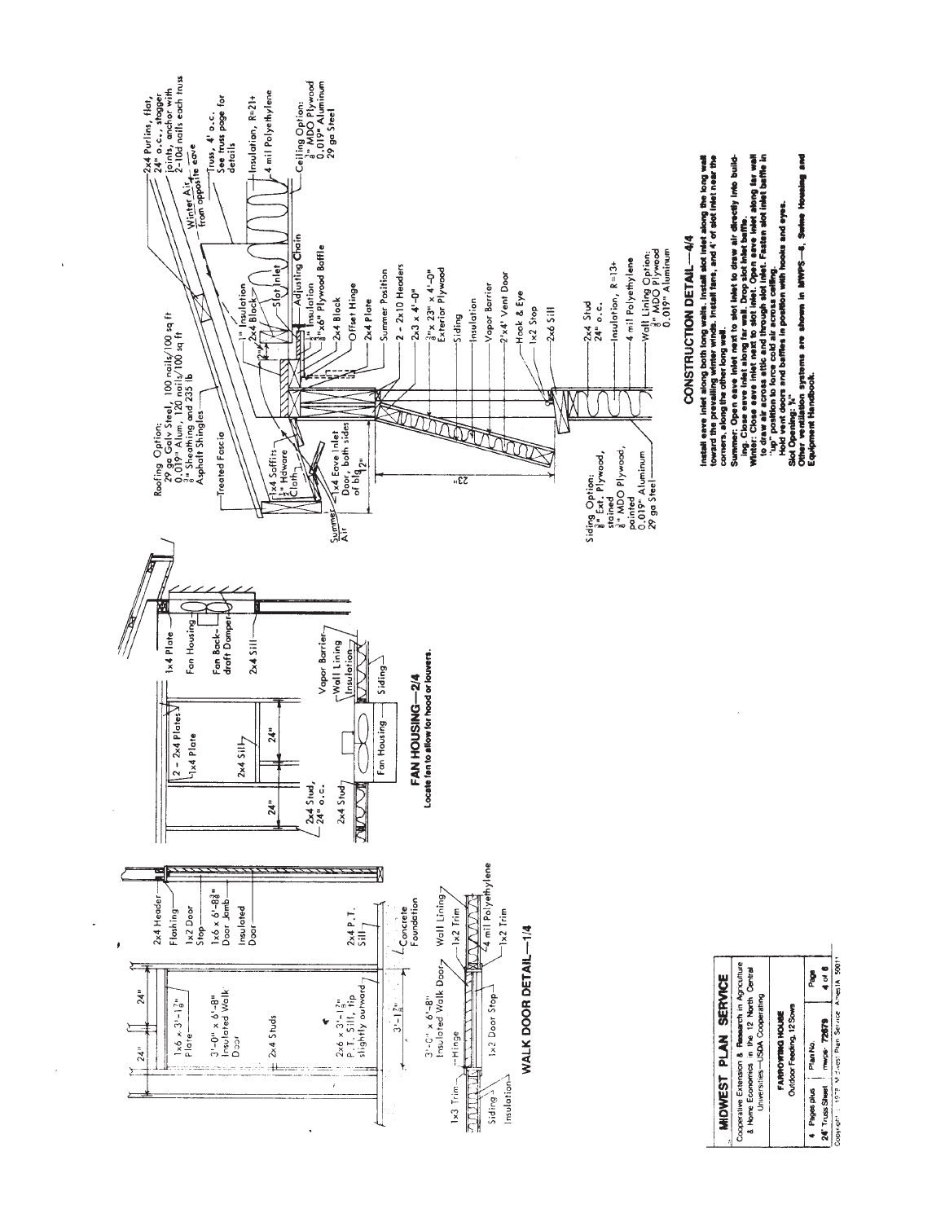## WALK DOOR DETAIL—1/4

24"
24"
1x6 x 3'-1 7/8" Plate
3'-0" x 6'-8" Insulated Walk Door
2x4 Studs
2x6 x 3'-1 7/8" P.T. Sill, tip slightly outward
3'-1 7/8"
2x4 Header
Flashing
1x2 Door Stop
1x6 x 6'-8 3/8" Door Jamb
Insulated Door
2x4 P.T. Sill
Concrete Foundation
1x3 Trim
Hinge
3'-0" x 6'-8" Insulated Walk Door
Wall Lining
1x2 Trim
4 mil Polyethylene
1x2 Trim
Siding
Insulation
1x2 Door Stop

## FAN HOUSING—2/4

Locate fan to allow for hood or louvers.

2 - 2x4 Plates
1x4 Plate
2x4 Sill
24"
24"
2x4 Stud, 24" o.c.
1x4 Plate
Fan Housing
Fan Backdraft Damper
2x4 Sill
Vapor Barrier
Wall Lining
Insulation
2x4 Stud
Fan Housing
Siding

## CONSTRUCTION DETAIL—4/4

Roofing Option:
29 ga Galv Steel, 100 nails/100 sq ft
0.019" Alum, 120 nails/100 sq ft
3/8" Sheathing and 235 lb Asphalt Shingles

2x4 Purlins, flat, 24" o.c., stagger joints, anchor with 2-10d nails each truss
Truss, 4' o.c. See truss page for details
Winter Air from opposite eave
Insulation, R=21+
4 mil Polyethylene
Ceiling Option: 3/8" MDO Plywood, 0.019" Aluminum, 29 ga Steel
Treated Fascia
1x4 Soffits
1/2" Hdware Cloth
Summer Air
1x4 Eave Inlet Door, both sides of bldg
1/2"
23"
1" Insulation
2x4 Block
2"
Slot Inlet
3/4" Insulation
Adjusting Chain
3/8"x6" Plywood Baffle
2x4 Block
Offset Hinge
2x4 Plate
Summer Position
2 - 2x10 Headers
2x3 x 4'-0"
3/8"x 23" x 4'-0" Exterior Plywood
Siding
Insulation
Vapor Barrier
2'x4' Vent Door
Hook & Eye
1x2 Stop
2x6 Sill
2x4 Stud 24" o.c.
Insulation, R=13+
4 mil Polyethylene
Wall Lining Option: 3/8" MDO Plywood, 0.019" Aluminum

Siding Option:
3/8" Ext. Plywood, stained
3/8" MDO Plywood, painted
0.019" Aluminum
29 ga Steel

Install eave inlet along both long walls. Install slot inlet along the long wall toward the prevailing winter winds. Install fans, and 4' of slot inlet near the corners, along the other long wall.

**Summer:** Open eave inlet next to slot inlet to draw air directly into building. Close eave inlet along far wall. Drop slot inlet baffle.

**Winter:** Close eave inlet next to slot inlet. Open eave inlet along far wall to draw air across attic and through slot inlet. Fasten slot inlet baffle in "up" position to force cold air across ceiling.

Hold vent doors and baffles in position with hooks and eyes.

**Slot Opening:** 3/4"

Other ventilation systems are shown in MWPS—8, Swine Housing and Equipment Handbook.

**MIDWEST PLAN SERVICE**
Cooperative Extension & Research in Agriculture & Home Economics in the 12 North Central Universities—USDA Cooperating

**FARROWING HOUSE**
Outdoor Feeding, 12 Sows

| 4 Pages plus | Plan No. | Page |
|---|---|---|
| 24' Truss Sheet | mwps-72679 | 4 of 6 |

Copyright 1978 Midwest Plan Service Ames IA 50011